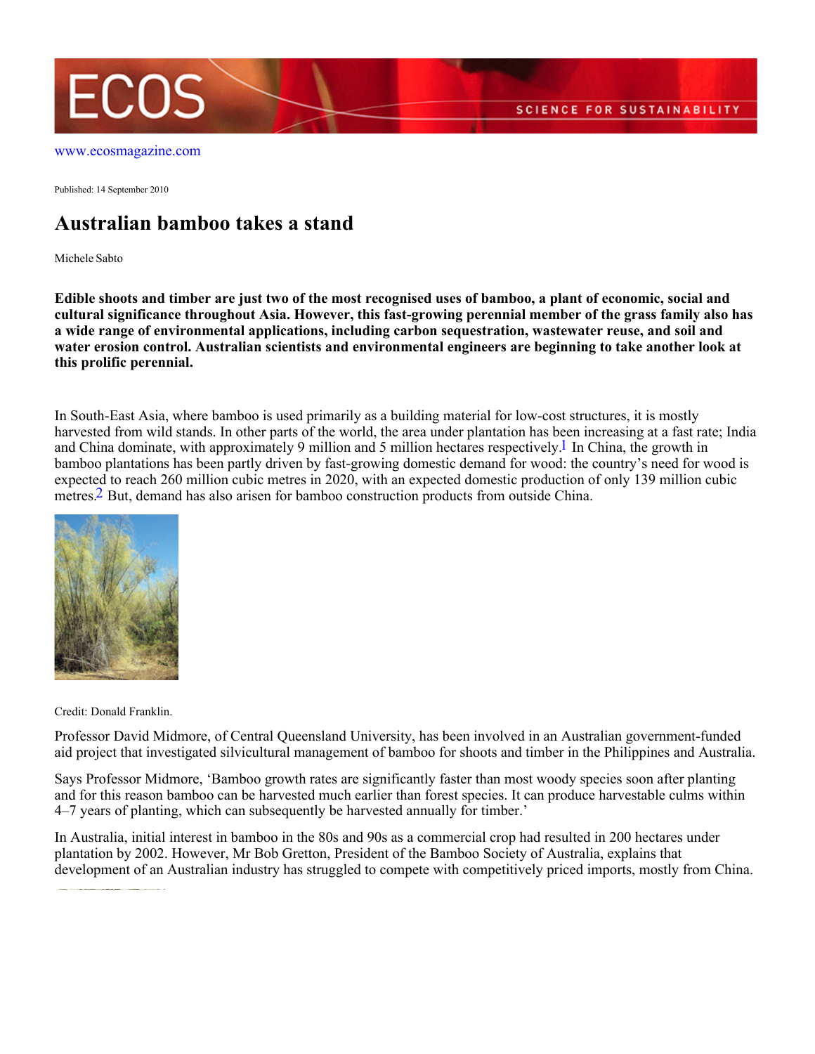www.ecosmagazine.com

Published: 14 September 2010

# Australian bamboo takes a stand

Michele Sabto

**Edible shoots and timber are just two of the most recognised uses of bamboo, a plant of economic, social and cultural significance throughout Asia. However, this fast-growing perennial member of the grass family also has a wide range of environmental applications, including carbon sequestration, wastewater reuse, and soil and water erosion control. Australian scientists and environmental engineers are beginning to take another look at this prolific perennial.**

In South-East Asia, where bamboo is used primarily as a building material for low-cost structures, it is mostly harvested from wild stands. In other parts of the world, the area under plantation has been increasing at a fast rate; India and China dominate, with approximately 9 million and 5 million hectares respectively.[1] In China, the growth in bamboo plantations has been partly driven by fast-growing domestic demand for wood: the country's need for wood is expected to reach 260 million cubic metres in 2020, with an expected domestic production of only 139 million cubic metres.[2] But, demand has also arisen for bamboo construction products from outside China.

Credit: Donald Franklin.

Professor David Midmore, of Central Queensland University, has been involved in an Australian government-funded aid project that investigated silvicultural management of bamboo for shoots and timber in the Philippines and Australia.

Says Professor Midmore, 'Bamboo growth rates are significantly faster than most woody species soon after planting and for this reason bamboo can be harvested much earlier than forest species. It can produce harvestable culms within 4–7 years of planting, which can subsequently be harvested annually for timber.'

In Australia, initial interest in bamboo in the 80s and 90s as a commercial crop had resulted in 200 hectares under plantation by 2002. However, Mr Bob Gretton, President of the Bamboo Society of Australia, explains that development of an Australian industry has struggled to compete with competitively priced imports, mostly from China.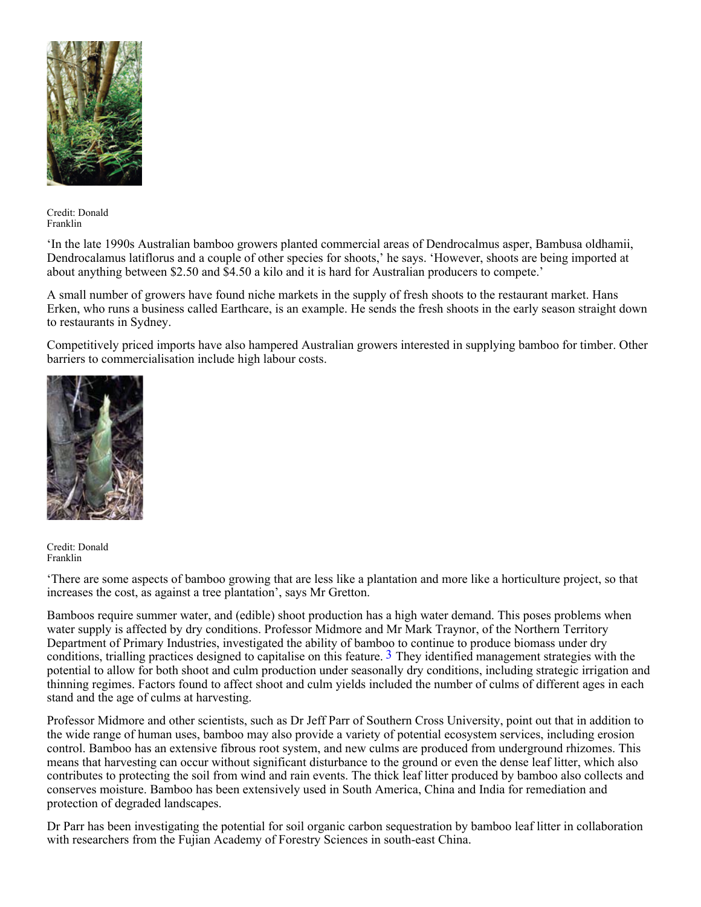Credit: Donald Franklin

'In the late 1990s Australian bamboo growers planted commercial areas of Dendrocalmus asper, Bambusa oldhamii, Dendrocalamus latiflorus and a couple of other species for shoots,' he says. 'However, shoots are being imported at about anything between $2.50 and $4.50 a kilo and it is hard for Australian producers to compete.'

A small number of growers have found niche markets in the supply of fresh shoots to the restaurant market. Hans Erken, who runs a business called Earthcare, is an example. He sends the fresh shoots in the early season straight down to restaurants in Sydney.

Competitively priced imports have also hampered Australian growers interested in supplying bamboo for timber. Other barriers to commercialisation include high labour costs.

Credit: Donald Franklin

'There are some aspects of bamboo growing that are less like a plantation and more like a horticulture project, so that increases the cost, as against a tree plantation', says Mr Gretton.

Bamboos require summer water, and (edible) shoot production has a high water demand. This poses problems when water supply is affected by dry conditions. Professor Midmore and Mr Mark Traynor, of the Northern Territory Department of Primary Industries, investigated the ability of bamboo to continue to produce biomass under dry conditions, trialling practices designed to capitalise on this feature. [3] They identified management strategies with the potential to allow for both shoot and culm production under seasonally dry conditions, including strategic irrigation and thinning regimes. Factors found to affect shoot and culm yields included the number of culms of different ages in each stand and the age of culms at harvesting.

Professor Midmore and other scientists, such as Dr Jeff Parr of Southern Cross University, point out that in addition to the wide range of human uses, bamboo may also provide a variety of potential ecosystem services, including erosion control. Bamboo has an extensive fibrous root system, and new culms are produced from underground rhizomes. This means that harvesting can occur without significant disturbance to the ground or even the dense leaf litter, which also contributes to protecting the soil from wind and rain events. The thick leaf litter produced by bamboo also collects and conserves moisture. Bamboo has been extensively used in South America, China and India for remediation and protection of degraded landscapes.

Dr Parr has been investigating the potential for soil organic carbon sequestration by bamboo leaf litter in collaboration with researchers from the Fujian Academy of Forestry Sciences in south-east China.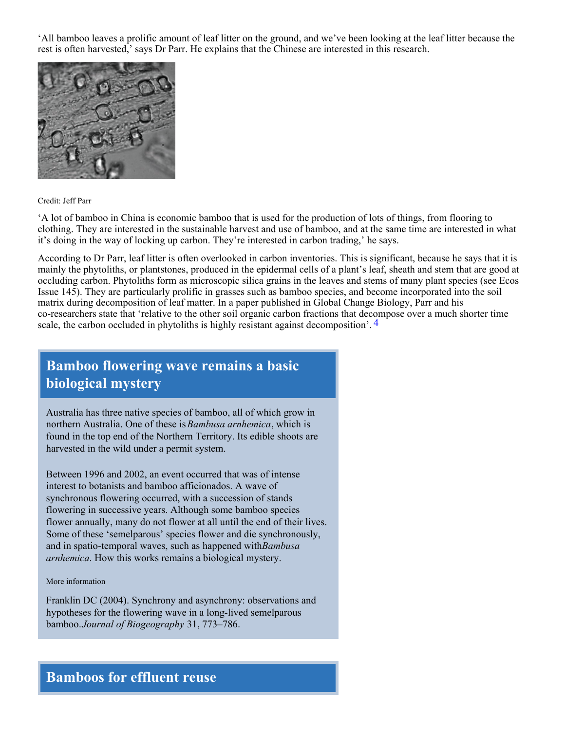'All bamboo leaves a prolific amount of leaf litter on the ground, and we've been looking at the leaf litter because the rest is often harvested,' says Dr Parr. He explains that the Chinese are interested in this research.

Credit: Jeff Parr

'A lot of bamboo in China is economic bamboo that is used for the production of lots of things, from flooring to clothing. They are interested in the sustainable harvest and use of bamboo, and at the same time are interested in what it's doing in the way of locking up carbon. They're interested in carbon trading,' he says.

According to Dr Parr, leaf litter is often overlooked in carbon inventories. This is significant, because he says that it is mainly the phytoliths, or plantstones, produced in the epidermal cells of a plant's leaf, sheath and stem that are good at occluding carbon. Phytoliths form as microscopic silica grains in the leaves and stems of many plant species (see Ecos Issue 145). They are particularly prolific in grasses such as bamboo species, and become incorporated into the soil matrix during decomposition of leaf matter. In a paper published in Global Change Biology, Parr and his co-researchers state that 'relative to the other soil organic carbon fractions that decompose over a much shorter time scale, the carbon occluded in phytoliths is highly resistant against decomposition'. [4]

## Bamboo flowering wave remains a basic biological mystery

Australia has three native species of bamboo, all of which grow in northern Australia. One of these is *Bambusa arnhemica*, which is found in the top end of the Northern Territory. Its edible shoots are harvested in the wild under a permit system.

Between 1996 and 2002, an event occurred that was of intense interest to botanists and bamboo afficionados. A wave of synchronous flowering occurred, with a succession of stands flowering in successive years. Although some bamboo species flower annually, many do not flower at all until the end of their lives. Some of these 'semelparous' species flower and die synchronously, and in spatio-temporal waves, such as happened with *Bambusa arnhemica*. How this works remains a biological mystery.

More information

Franklin DC (2004). Synchrony and asynchrony: observations and hypotheses for the flowering wave in a long-lived semelparous bamboo. *Journal of Biogeography* 31, 773–786.

## Bamboos for effluent reuse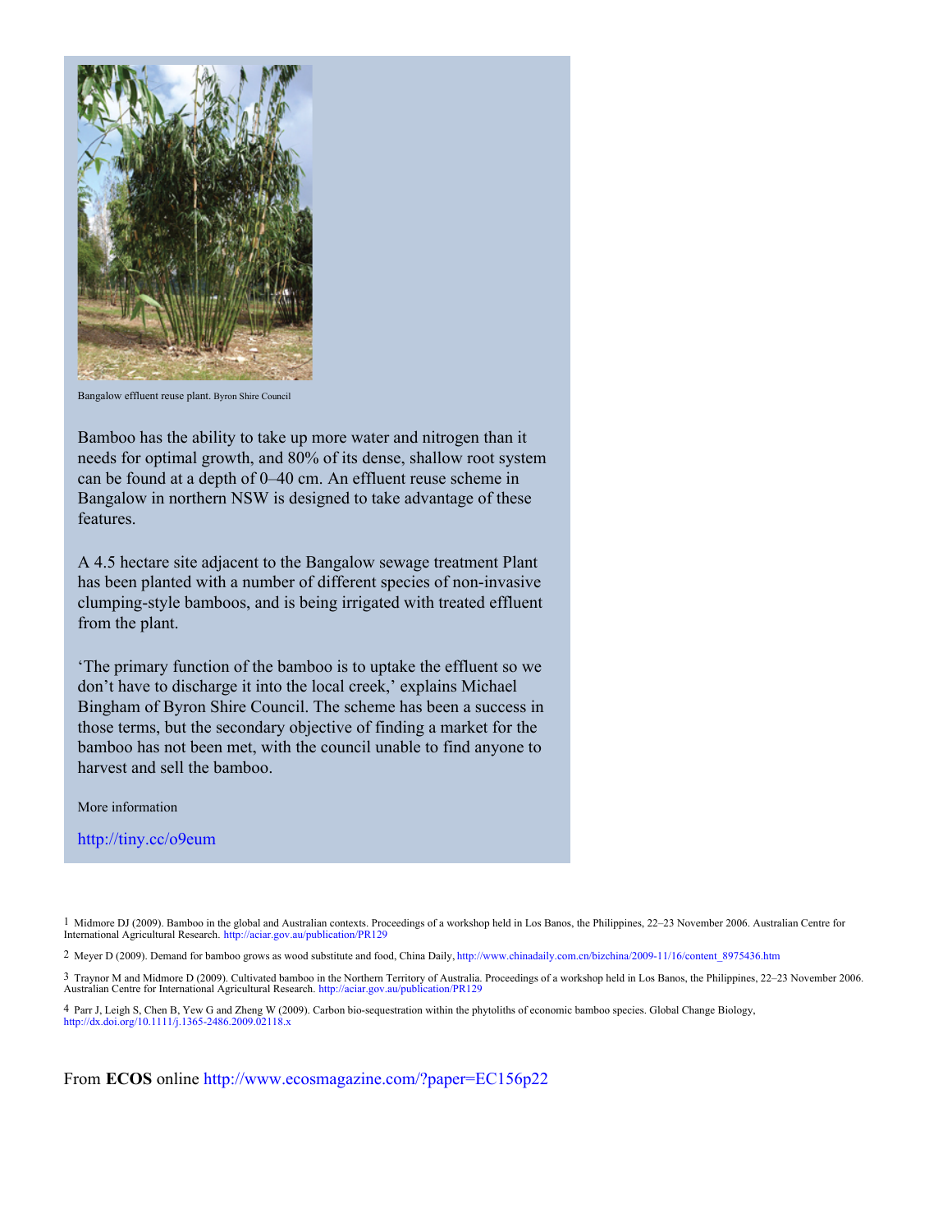Bangalow effluent reuse plant. Byron Shire Council

Bamboo has the ability to take up more water and nitrogen than it needs for optimal growth, and 80% of its dense, shallow root system can be found at a depth of 0–40 cm. An effluent reuse scheme in Bangalow in northern NSW is designed to take advantage of these features.

A 4.5 hectare site adjacent to the Bangalow sewage treatment Plant has been planted with a number of different species of non-invasive clumping-style bamboos, and is being irrigated with treated effluent from the plant.

'The primary function of the bamboo is to uptake the effluent so we don't have to discharge it into the local creek,' explains Michael Bingham of Byron Shire Council. The scheme has been a success in those terms, but the secondary objective of finding a market for the bamboo has not been met, with the council unable to find anyone to harvest and sell the bamboo.

More information

http://tiny.cc/o9eum

1 Midmore DJ (2009). Bamboo in the global and Australian contexts. Proceedings of a workshop held in Los Banos, the Philippines, 22–23 November 2006. Australian Centre for International Agricultural Research. http://aciar.gov.au/publication/PR129

2 Meyer D (2009). Demand for bamboo grows as wood substitute and food, China Daily, http://www.chinadaily.com.cn/bizchina/2009-11/16/content_8975436.htm

3 Traynor M and Midmore D (2009). Cultivated bamboo in the Northern Territory of Australia. Proceedings of a workshop held in Los Banos, the Philippines, 22–23 November 2006. Australian Centre for International Agricultural Research. http://aciar.gov.au/publication/PR129

4 Parr J, Leigh S, Chen B, Yew G and Zheng W (2009). Carbon bio-sequestration within the phytoliths of economic bamboo species. Global Change Biology, http://dx.doi.org/10.1111/j.1365-2486.2009.02118.x

From **ECOS** online http://www.ecosmagazine.com/?paper=EC156p22